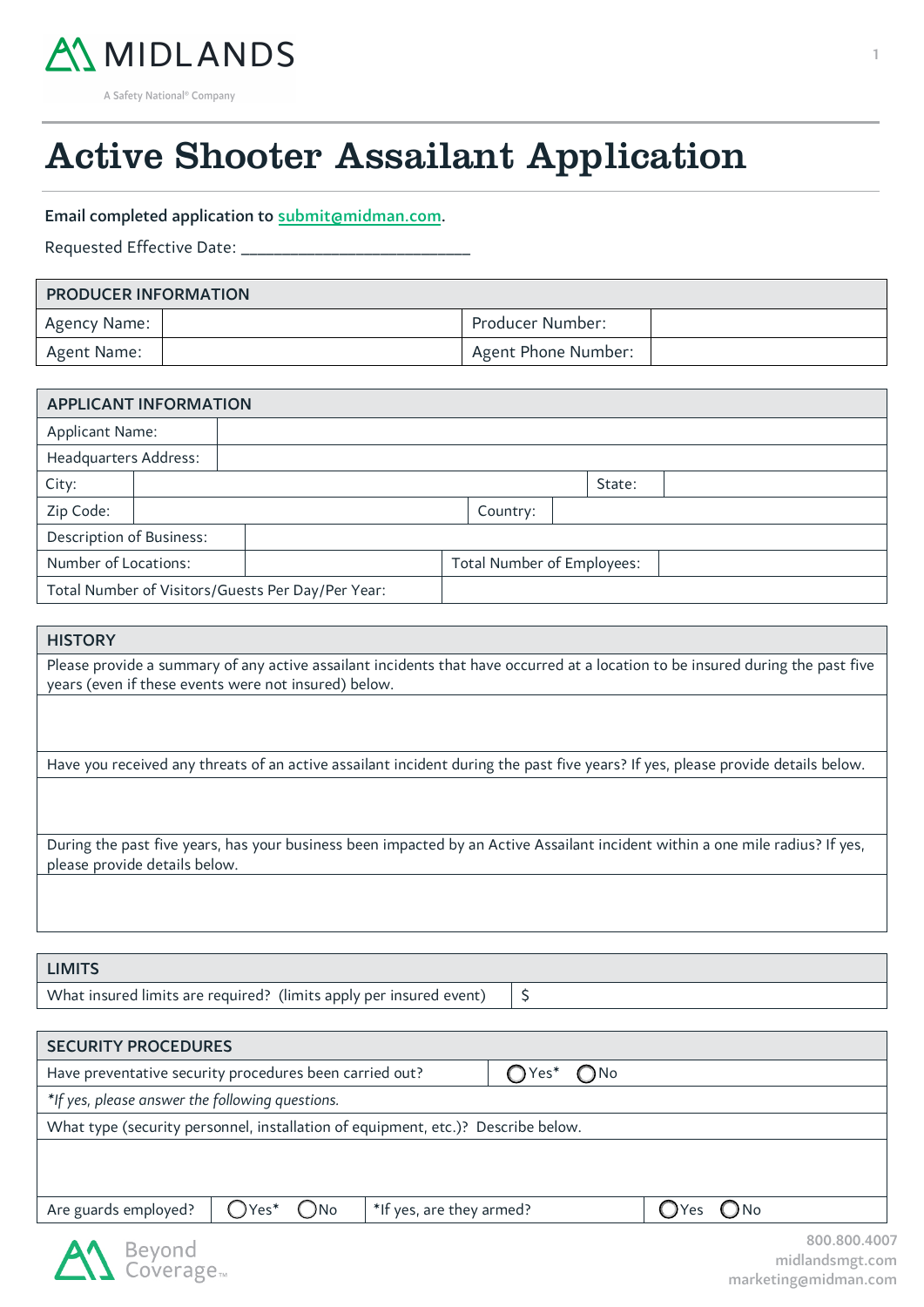MIDLANDS

A Safety National® Company

# Active Shooter Assailant Application

**Email completed application to submit@midman.com.**

Requested Effective Date: ___________________________

| PRODUCER INFORMATION | | | |
|---|---|---|---|
| Agency Name: | | Producer Number: | |
| Agent Name: | | Agent Phone Number: | |

| APPLICANT INFORMATION | | | |
|---|---|---|---|
| Applicant Name: | | | |
| Headquarters Address: | | | |
| City: | | State: | |
| Zip Code: | | Country: | |
| Description of Business: | | | |
| Number of Locations: | | Total Number of Employees: | |
| Total Number of Visitors/Guests Per Day/Per Year: | | | |

| HISTORY |
|---|
| Please provide a summary of any active assailant incidents that have occurred at a location to be insured during the past five years (even if these events were not insured) below. |
| |
| Have you received any threats of an active assailant incident during the past five years? If yes, please provide details below. |
| |
| During the past five years, has your business been impacted by an Active Assailant incident within a one mile radius? If yes, please provide details below. |
| |

| LIMITS | |
|---|---|
| What insured limits are required? (limits apply per insured event) | $ |

| SECURITY PROCEDURES | | | |
|---|---|---|---|
| Have preventative security procedures been carried out? | ◯ Yes* ◯ No | | |
| *If yes, please answer the following questions.* | | | |
| What type (security personnel, installation of equipment, etc.)? Describe below. | | | |
| | | | |
| Are guards employed? | ◯ Yes* ◯ No | *If yes, are they armed? | ◯ Yes ◯ No |

Beyond Coverage™

800.800.4007
midlandsmgt.com
marketing@midman.com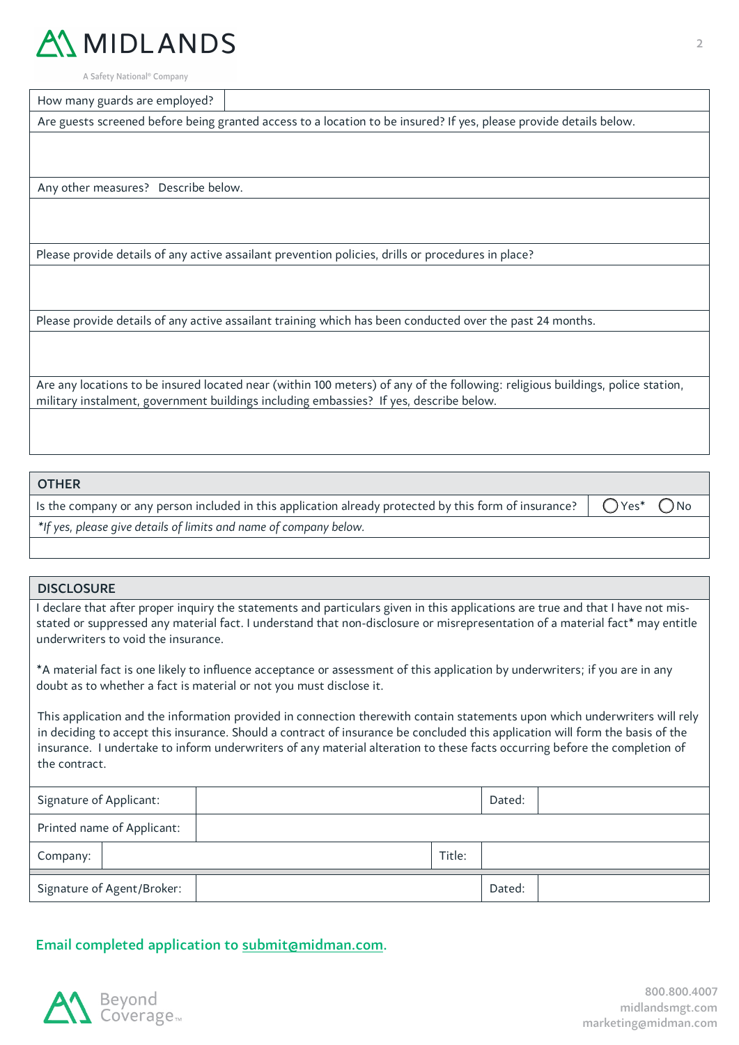| | |
|---|---|
| How many guards are employed? | |
| Are guests screened before being granted access to a location to be insured? If yes, please provide details below. | |
| | |
| Any other measures? Describe below. | |
| | |
| Please provide details of any active assailant prevention policies, drills or procedures in place? | |
| | |
| Please provide details of any active assailant training which has been conducted over the past 24 months. | |
| | |
| Are any locations to be insured located near (within 100 meters) of any of the following: religious buildings, police station, military instalment, government buildings including embassies? If yes, describe below. | |
| | |

## OTHER

| | |
|---|---|
| Is the company or any person included in this application already protected by this form of insurance? | ◯ Yes* ◯ No |
| *\*If yes, please give details of limits and name of company below.* | |
| | |

## DISCLOSURE

I declare that after proper inquiry the statements and particulars given in this applications are true and that I have not mis-stated or suppressed any material fact. I understand that non-disclosure or misrepresentation of a material fact* may entitle underwriters to void the insurance.

*A material fact is one likely to influence acceptance or assessment of this application by underwriters; if you are in any doubt as to whether a fact is material or not you must disclose it.

This application and the information provided in connection therewith contain statements upon which underwriters will rely in deciding to accept this insurance. Should a contract of insurance be concluded this application will form the basis of the insurance. I undertake to inform underwriters of any material alteration to these facts occurring before the completion of the contract.

| | | | |
|---|---|---|---|
| Signature of Applicant: | | Dated: | |
| Printed name of Applicant: | | | |
| Company: | | Title: | |
| Signature of Agent/Broker: | | Dated: | |

**Email completed application to submit@midman.com.**

800.800.4007
midlandsmgt.com
marketing@midman.com